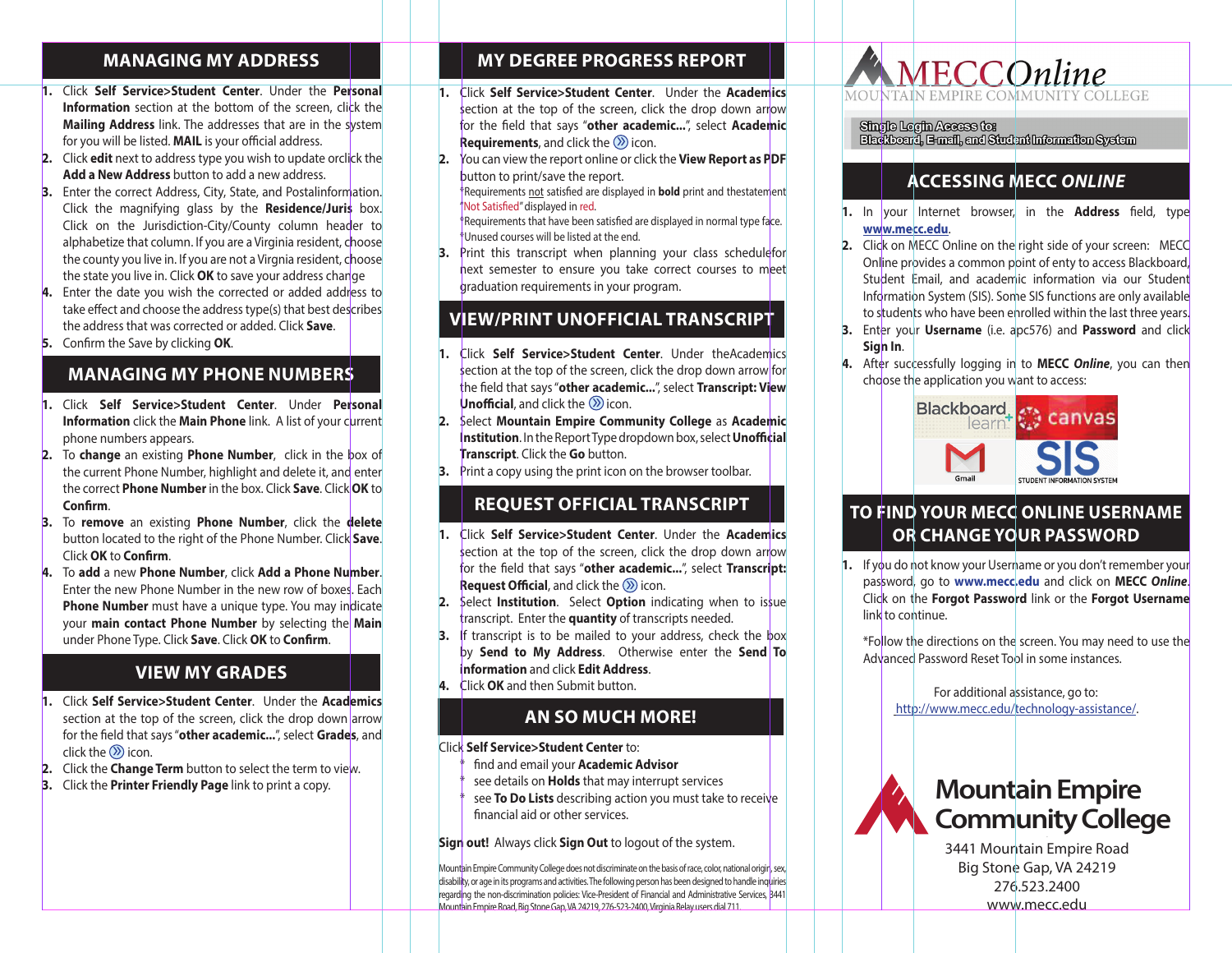## MANAGING MY ADDRESS

1. Click **Self Service>Student Center**. Under the **Personal Information** section at the bottom of the screen, click the **Mailing Address** link. The addresses that are in the system for you will be listed. **MAIL** is your official address.
2. Click **edit** next to address type you wish to update orclick the **Add a New Address** button to add a new address.
3. Enter the correct Address, City, State, and Postalinformation. Click the magnifying glass by the **Residence/Juris** box. Click on the Jurisdiction-City/County column header to alphabetize that column. If you are a Virginia resident, choose the county you live in. If you are not a Virgnia resident, choose the state you live in. Click **OK** to save your address change
4. Enter the date you wish the corrected or added address to take effect and choose the address type(s) that best describes the address that was corrected or added. Click **Save**.
5. Confirm the Save by clicking **OK**.

## MANAGING MY PHONE NUMBERS

1. Click **Self Service>Student Center**. Under **Personal Information** click the **Main Phone** link. A list of your current phone numbers appears.
2. To **change** an existing **Phone Number**, click in the box of the current Phone Number, highlight and delete it, and enter the correct **Phone Number** in the box. Click **Save**. Click **OK** to **Confirm**.
3. To **remove** an existing **Phone Number**, click the **delete** button located to the right of the Phone Number. Click **Save**. Click **OK** to **Confirm**.
4. To **add** a new **Phone Number**, click **Add a Phone Number**. Enter the new Phone Number in the new row of boxes. Each **Phone Number** must have a unique type. You may indicate your **main contact Phone Number** by selecting the **Main** under Phone Type. Click **Save**. Click **OK** to **Confirm**.

## VIEW MY GRADES

1. Click **Self Service>Student Center**. Under the **Academics** section at the top of the screen, click the drop down arrow for the field that says "**other academic...**", select **Grades**, and click the » icon.
2. Click the **Change Term** button to select the term to view.
3. Click the **Printer Friendly Page** link to print a copy.

## MY DEGREE PROGRESS REPORT

1. Click **Self Service>Student Center**. Under the **Academics** section at the top of the screen, click the drop down arrow for the field that says "**other academic...**", select **Academic Requirements**, and click the » icon.
2. You can view the report online or click the **View Report as PDF** button to print/save the report.
   *Requirements not satisfied are displayed in **bold** print and thestatement "Not Satisfied" displayed in red.
   *Requirements that have been satisfied are displayed in normal type face.
   *Unused courses will be listed at the end.
3. Print this transcript when planning your class schedulefor next semester to ensure you take correct courses to meet graduation requirements in your program.

## VIEW/PRINT UNOFFICIAL TRANSCRIPT

1. Click **Self Service>Student Center**. Under theAcademics section at the top of the screen, click the drop down arrow for the field that says "**other academic...**", select **Transcript: View Unofficial**, and click the » icon.
2. Select **Mountain Empire Community College** as **Academic Institution**. In the Report Type dropdown box, select **Unofficial Transcript**. Click the **Go** button.
3. Print a copy using the print icon on the browser toolbar.

## REQUEST OFFICIAL TRANSCRIPT

1. Click **Self Service>Student Center**. Under the **Academics** section at the top of the screen, click the drop down arrow for the field that says "**other academic...**", select **Transcript: Request Official**, and click the » icon.
2. Select **Institution**. Select **Option** indicating when to issue transcript. Enter the **quantity** of transcripts needed.
3. If transcript is to be mailed to your address, check the box by **Send to My Address**. Otherwise enter the **Send To information** and click **Edit Address**.
4. Click **OK** and then Submit button.

## AN SO MUCH MORE!

Click **Self Service>Student Center** to:

* find and email your **Academic Advisor**
* see details on **Holds** that may interrupt services
* see **To Do Lists** describing action you must take to receive financial aid or other services.

**Sign out!** Always click **Sign Out** to logout of the system.

Mountain Empire Community College does not discriminate on the basis of race, color, national origin, sex, disability, or age in its programs and activities. The following person has been designed to handle inquiries regarding the non-discrimination policies: Vice-President of Financial and Administrative Services, 3441 Mountain Empire Road, Big Stone Gap, VA 24219, 276-523-2400, Virginia Relay users dial 711.

# MECCOnline

MOUNTAIN EMPIRE COMMUNITY COLLEGE

**Single Login Access to: Blackboard, E-mail, and Student Information System**

## ACCESSING MECC *ONLINE*

1. In your Internet browser, in the **Address** field, type **www.mecc.edu**.
2. Click on MECC Online on the right side of your screen: MECC Online provides a common point of enty to access Blackboard, Student Email, and academic information via our Student Information System (SIS). Some SIS functions are only available to students who have been enrolled within the last three years.
3. Enter your **Username** (i.e. apc576) and **Password** and click **Sign In**.
4. After successfully logging in to **MECC *Online***, you can then choose the application you want to access:

Blackboard learn | canvas | Gmail | SIS STUDENT INFORMATION SYSTEM

## TO FIND YOUR MECC ONLINE USERNAME OR CHANGE YOUR PASSWORD

1. If you do not know your Username or you don't remember your password, go to **www.mecc.edu** and click on **MECC *Online***. Click on the **Forgot Password** link or the **Forgot Username** link to continue.

*Follow the directions on the screen. You may need to use the Advanced Password Reset Tool in some instances.

For additional assistance, go to:
http://www.mecc.edu/technology-assistance/.

**Mountain Empire Community College**

3441 Mountain Empire Road
Big Stone Gap, VA 24219
276.523.2400
www.mecc.edu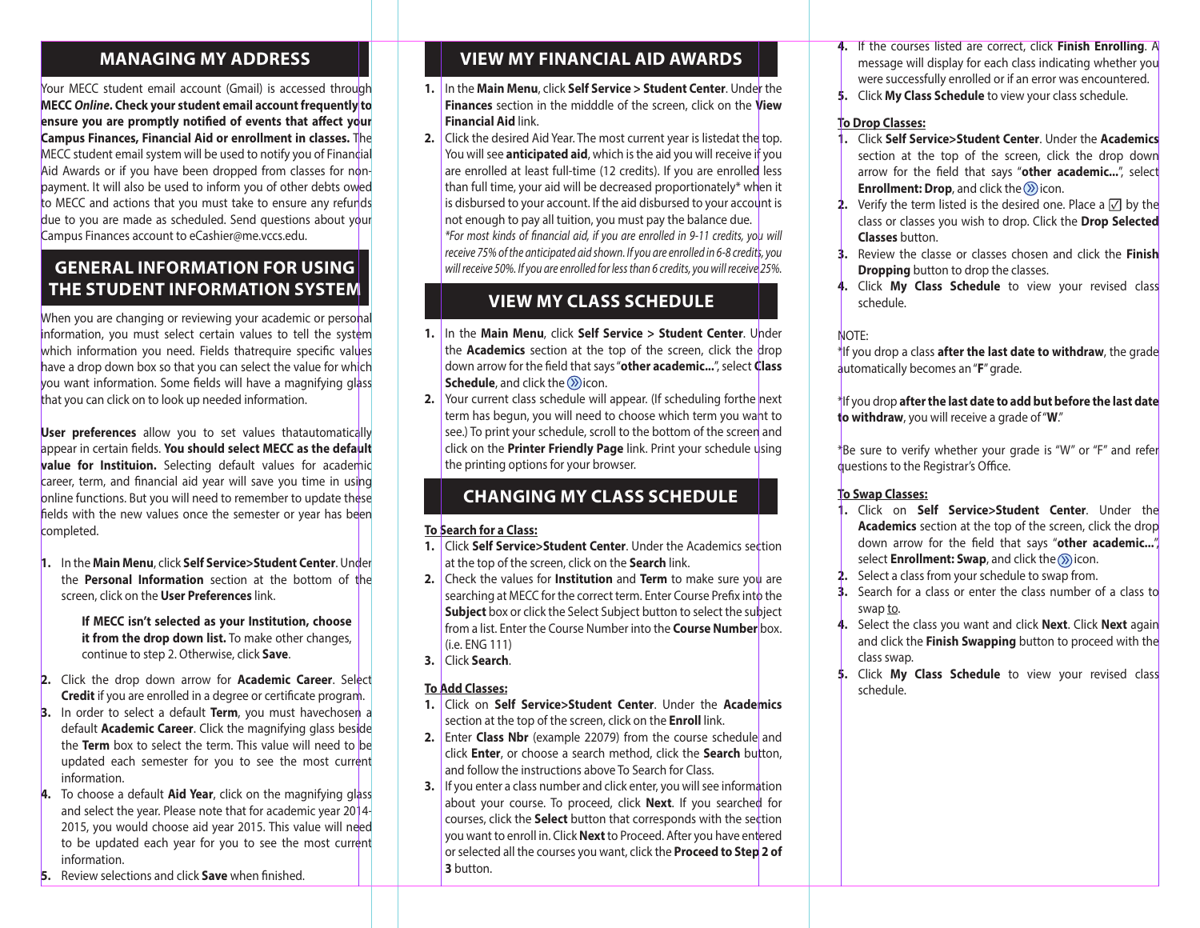## MANAGING MY ADDRESS

Your MECC student email account (Gmail) is accessed through **MECC *Online*. Check your student email account frequently to ensure you are promptly notified of events that affect your Campus Finances, Financial Aid or enrollment in classes.** The MECC student email system will be used to notify you of Financial Aid Awards or if you have been dropped from classes for non-payment. It will also be used to inform you of other debts owed to MECC and actions that you must take to ensure any refunds due to you are made as scheduled. Send questions about your Campus Finances account to eCashier@me.vccs.edu.

## GENERAL INFORMATION FOR USING THE STUDENT INFORMATION SYSTEM

When you are changing or reviewing your academic or personal information, you must select certain values to tell the system which information you need. Fields thatrequire specific values have a drop down box so that you can select the value for which you want information. Some fields will have a magnifying glass that you can click on to look up needed information.

**User preferences** allow you to set values thatautomatically appear in certain fields. **You should select MECC as the default value for Instituion.** Selecting default values for academic career, term, and financial aid year will save you time in using online functions. But you will need to remember to update these fields with the new values once the semester or year has been completed.

1. In the **Main Menu**, click **Self Service>Student Center**. Under the **Personal Information** section at the bottom of the screen, click on the **User Preferences** link.

   **If MECC isn't selected as your Institution, choose it from the drop down list.** To make other changes, continue to step 2. Otherwise, click **Save**.

2. Click the drop down arrow for **Academic Career**. Select **Credit** if you are enrolled in a degree or certificate program.
3. In order to select a default **Term**, you must havechosen a default **Academic Career**. Click the magnifying glass beside the **Term** box to select the term. This value will need to be updated each semester for you to see the most current information.
4. To choose a default **Aid Year**, click on the magnifying glass and select the year. Please note that for academic year 2014-2015, you would choose aid year 2015. This value will need to be updated each year for you to see the most current information.
5. Review selections and click **Save** when finished.

## VIEW MY FINANCIAL AID AWARDS

1. In the **Main Menu**, click **Self Service > Student Center**. Under the **Finances** section in the midddle of the screen, click on the **View Financial Aid** link.
2. Click the desired Aid Year. The most current year is listedat the top. You will see **anticipated aid**, which is the aid you will receive if you are enrolled at least full-time (12 credits). If you are enrolled less than full time, your aid will be decreased proportionately* when it is disbursed to your account. If the aid disbursed to your account is not enough to pay all tuition, you must pay the balance due.
   *\*For most kinds of financial aid, if you are enrolled in 9-11 credits, you will receive 75% of the anticipated aid shown. If you are enrolled in 6-8 credits, you will receive 50%. If you are enrolled for less than 6 credits, you will receive 25%.*

## VIEW MY CLASS SCHEDULE

1. In the **Main Menu**, click **Self Service > Student Center**. Under the **Academics** section at the top of the screen, click the drop down arrow for the field that says "**other academic...**", select **Class Schedule**, and click the icon.
2. Your current class schedule will appear. (If scheduling forthe next term has begun, you will need to choose which term you want to see.) To print your schedule, scroll to the bottom of the screen and click on the **Printer Friendly Page** link. Print your schedule using the printing options for your browser.

## CHANGING MY CLASS SCHEDULE

**<u>To Search for a Class:</u>**

1. Click **Self Service>Student Center**. Under the Academics section at the top of the screen, click on the **Search** link.
2. Check the values for **Institution** and **Term** to make sure you are searching at MECC for the correct term. Enter Course Prefix into the **Subject** box or click the Select Subject button to select the subject from a list. Enter the Course Number into the **Course Number** box. (i.e. ENG 111)
3. Click **Search**.

**<u>To Add Classes:</u>**

1. Click on **Self Service>Student Center**. Under the **Academics** section at the top of the screen, click on the **Enroll** link.
2. Enter **Class Nbr** (example 22079) from the course schedule and click **Enter**, or choose a search method, click the **Search** button, and follow the instructions above To Search for Class.
3. If you enter a class number and click enter, you will see information about your course. To proceed, click **Next**. If you searched for courses, click the **Select** button that corresponds with the section you want to enroll in. Click **Next** to Proceed. After you have entered or selected all the courses you want, click the **Proceed to Step 2 of 3** button.
4. If the courses listed are correct, click **Finish Enrolling**. A message will display for each class indicating whether you were successfully enrolled or if an error was encountered.
5. Click **My Class Schedule** to view your class schedule.

**<u>To Drop Classes:</u>**

1. Click **Self Service>Student Center**. Under the **Academics** section at the top of the screen, click the drop down arrow for the field that says "**other academic...**", select **Enrollment: Drop**, and click the icon.
2. Verify the term listed is the desired one. Place a ☑ by the class or classes you wish to drop. Click the **Drop Selected Classes** button.
3. Review the classe or classes chosen and click the **Finish Dropping** button to drop the classes.
4. Click **My Class Schedule** to view your revised class schedule.

NOTE:
*If you drop a class **after the last date to withdraw**, the grade automatically becomes an "**F**" grade.

*If you drop **after the last date to add but before the last date to withdraw**, you will receive a grade of "**W**."

*Be sure to verify whether your grade is "W" or "F" and refer questions to the Registrar's Office.

**<u>To Swap Classes:</u>**

1. Click on **Self Service>Student Center**. Under the **Academics** section at the top of the screen, click the drop down arrow for the field that says "**other academic...**", select **Enrollment: Swap**, and click the icon.
2. Select a class from your schedule to swap from.
3. Search for a class or enter the class number of a class to swap <u>to</u>.
4. Select the class you want and click **Next**. Click **Next** again and click the **Finish Swapping** button to proceed with the class swap.
5. Click **My Class Schedule** to view your revised class schedule.